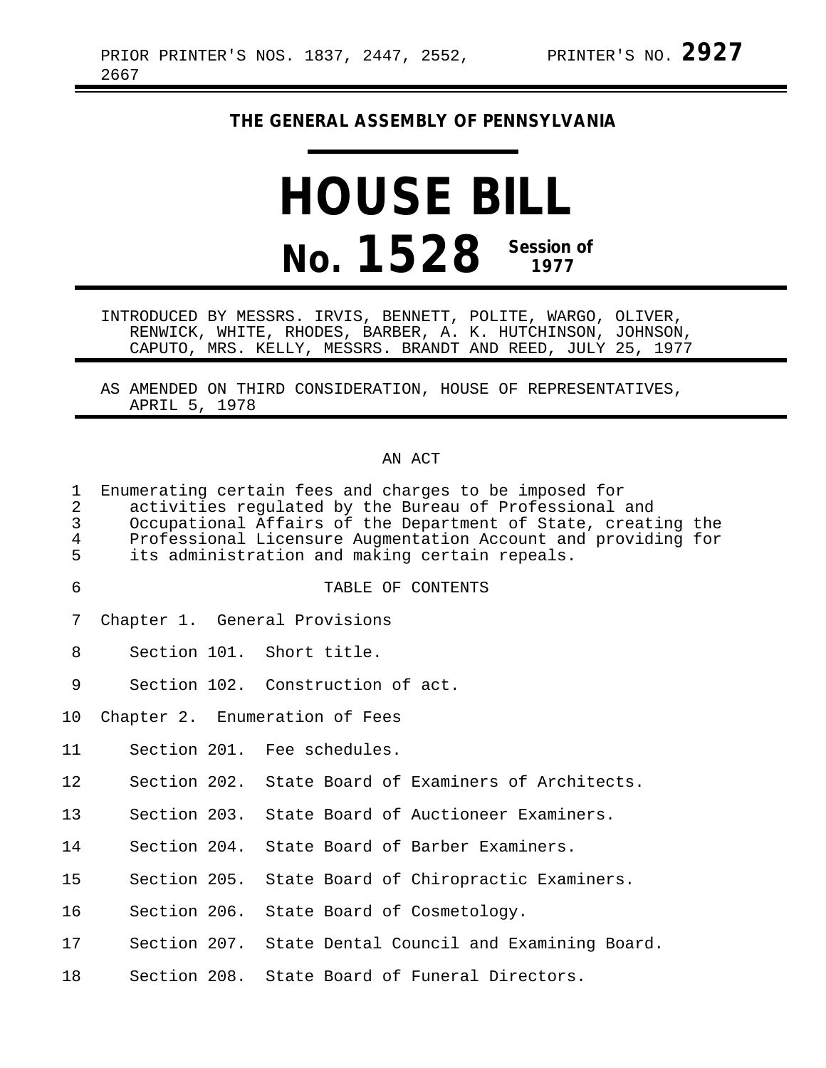PRIOR PRINTER'S NOS. 1837, 2447, 2552, 2667

PRINTER'S NO. **2927**

**THE GENERAL ASSEMBLY OF PENNSYLVANIA**

# HOUSE BILL

# No. 1528 Session of 1977

INTRODUCED BY MESSRS. IRVIS, BENNETT, POLITE, WARGO, OLIVER, RENWICK, WHITE, RHODES, BARBER, A. K. HUTCHINSON, JOHNSON, CAPUTO, MRS. KELLY, MESSRS. BRANDT AND REED, JULY 25, 1977

AS AMENDED ON THIRD CONSIDERATION, HOUSE OF REPRESENTATIVES, APRIL 5, 1978

AN ACT

Enumerating certain fees and charges to be imposed for activities regulated by the Bureau of Professional and Occupational Affairs of the Department of State, creating the Professional Licensure Augmentation Account and providing for its administration and making certain repeals.

TABLE OF CONTENTS

Chapter 1. General Provisions

Section 101. Short title.

Section 102. Construction of act.

Chapter 2. Enumeration of Fees

Section 201. Fee schedules.

Section 202. State Board of Examiners of Architects.

Section 203. State Board of Auctioneer Examiners.

Section 204. State Board of Barber Examiners.

Section 205. State Board of Chiropractic Examiners.

Section 206. State Board of Cosmetology.

Section 207. State Dental Council and Examining Board.

Section 208. State Board of Funeral Directors.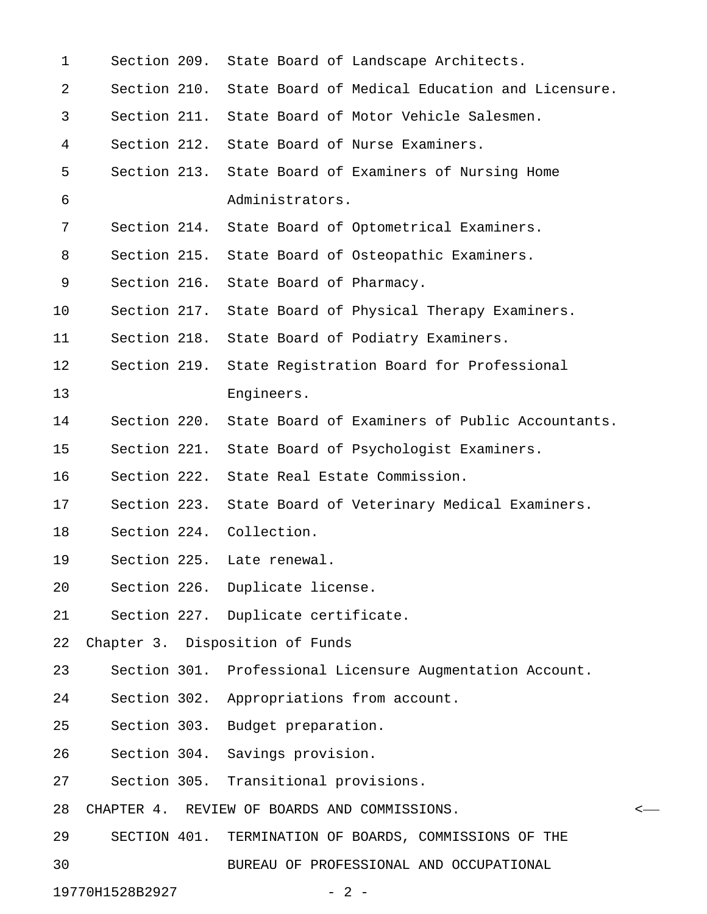Section 209. State Board of Landscape Architects.
Section 210. State Board of Medical Education and Licensure.
Section 211. State Board of Motor Vehicle Salesmen.
Section 212. State Board of Nurse Examiners.
Section 213. State Board of Examiners of Nursing Home Administrators.
Section 214. State Board of Optometrical Examiners.
Section 215. State Board of Osteopathic Examiners.
Section 216. State Board of Pharmacy.
Section 217. State Board of Physical Therapy Examiners.
Section 218. State Board of Podiatry Examiners.
Section 219. State Registration Board for Professional Engineers.
Section 220. State Board of Examiners of Public Accountants.
Section 221. State Board of Psychologist Examiners.
Section 222. State Real Estate Commission.
Section 223. State Board of Veterinary Medical Examiners.
Section 224. Collection.
Section 225. Late renewal.
Section 226. Duplicate license.
Section 227. Duplicate certificate.

Chapter 3. Disposition of Funds

Section 301. Professional Licensure Augmentation Account.
Section 302. Appropriations from account.
Section 303. Budget preparation.
Section 304. Savings provision.
Section 305. Transitional provisions.

CHAPTER 4. REVIEW OF BOARDS AND COMMISSIONS. <——

SECTION 401. TERMINATION OF BOARDS, COMMISSIONS OF THE BUREAU OF PROFESSIONAL AND OCCUPATIONAL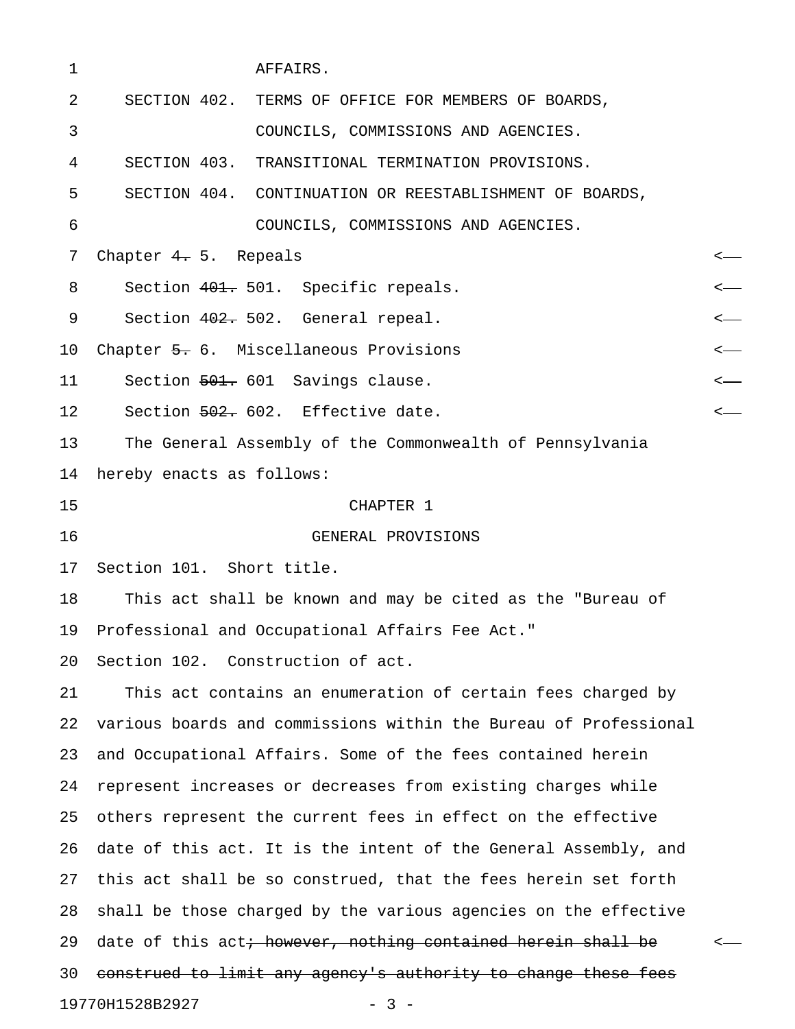AFFAIRS.

SECTION 402. TERMS OF OFFICE FOR MEMBERS OF BOARDS, COUNCILS, COMMISSIONS AND AGENCIES.

SECTION 403. TRANSITIONAL TERMINATION PROVISIONS.

SECTION 404. CONTINUATION OR REESTABLISHMENT OF BOARDS, COUNCILS, COMMISSIONS AND AGENCIES.

Chapter ~~4.~~ 5. Repeals

Section ~~401.~~ 501. Specific repeals.

Section ~~402.~~ 502. General repeal.

Chapter ~~5.~~ 6. Miscellaneous Provisions

Section ~~501.~~ 601 Savings clause.

Section ~~502.~~ 602. Effective date.

The General Assembly of the Commonwealth of Pennsylvania hereby enacts as follows:

CHAPTER 1

GENERAL PROVISIONS

Section 101. Short title.

This act shall be known and may be cited as the "Bureau of Professional and Occupational Affairs Fee Act."

Section 102. Construction of act.

This act contains an enumeration of certain fees charged by various boards and commissions within the Bureau of Professional and Occupational Affairs. Some of the fees contained herein represent increases or decreases from existing charges while others represent the current fees in effect on the effective date of this act. It is the intent of the General Assembly, and this act shall be so construed, that the fees herein set forth shall be those charged by the various agencies on the effective date of this act~~; however, nothing contained herein shall be construed to limit any agency's authority to change these fees~~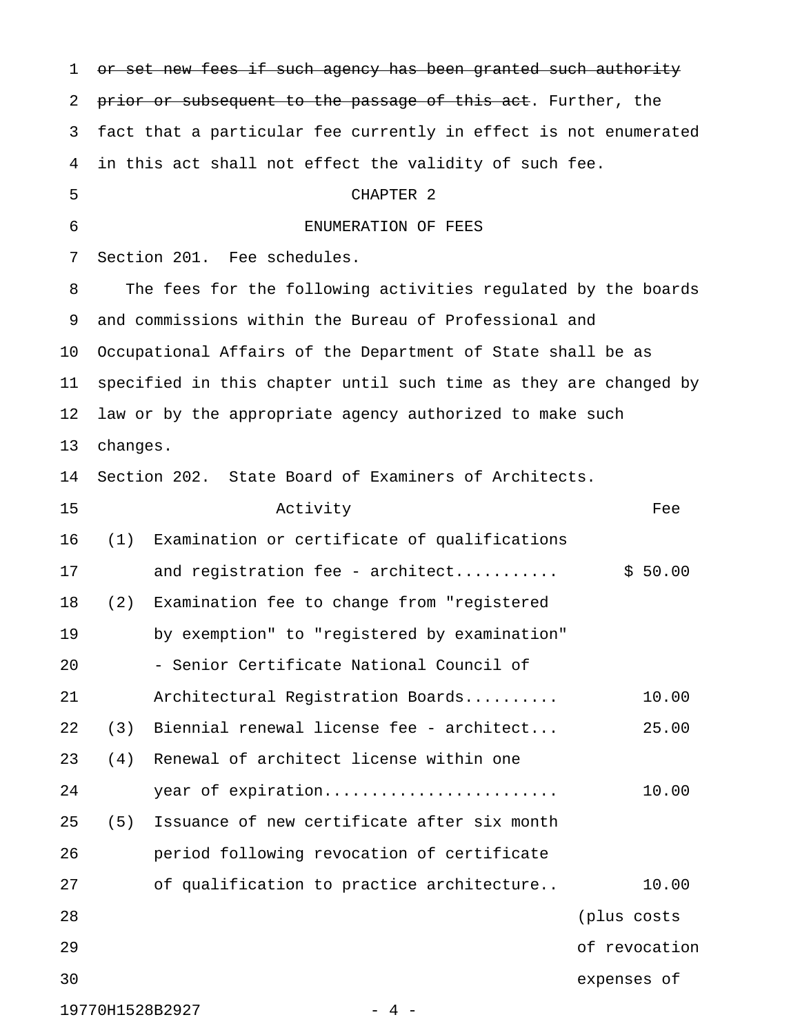~~or set new fees if such agency has been granted such authority prior or subsequent to the passage of this act~~. Further, the fact that a particular fee currently in effect is not enumerated in this act shall not effect the validity of such fee.

CHAPTER 2

ENUMERATION OF FEES

Section 201. Fee schedules.

The fees for the following activities regulated by the boards and commissions within the Bureau of Professional and Occupational Affairs of the Department of State shall be as specified in this chapter until such time as they are changed by law or by the appropriate agency authorized to make such changes.

Section 202. State Board of Examiners of Architects.

| | Activity | Fee |
|---|---|---|
| (1) | Examination or certificate of qualifications and registration fee - architect.......... | $ 50.00 |
| (2) | Examination fee to change from "registered by exemption" to "registered by examination" - Senior Certificate National Council of Architectural Registration Boards......... | 10.00 |
| (3) | Biennial renewal license fee - architect... | 25.00 |
| (4) | Renewal of architect license within one year of expiration........................ | 10.00 |
| (5) | Issuance of new certificate after six month period following revocation of certificate of qualification to practice architecture.. | 10.00 (plus costs of revocation expenses of |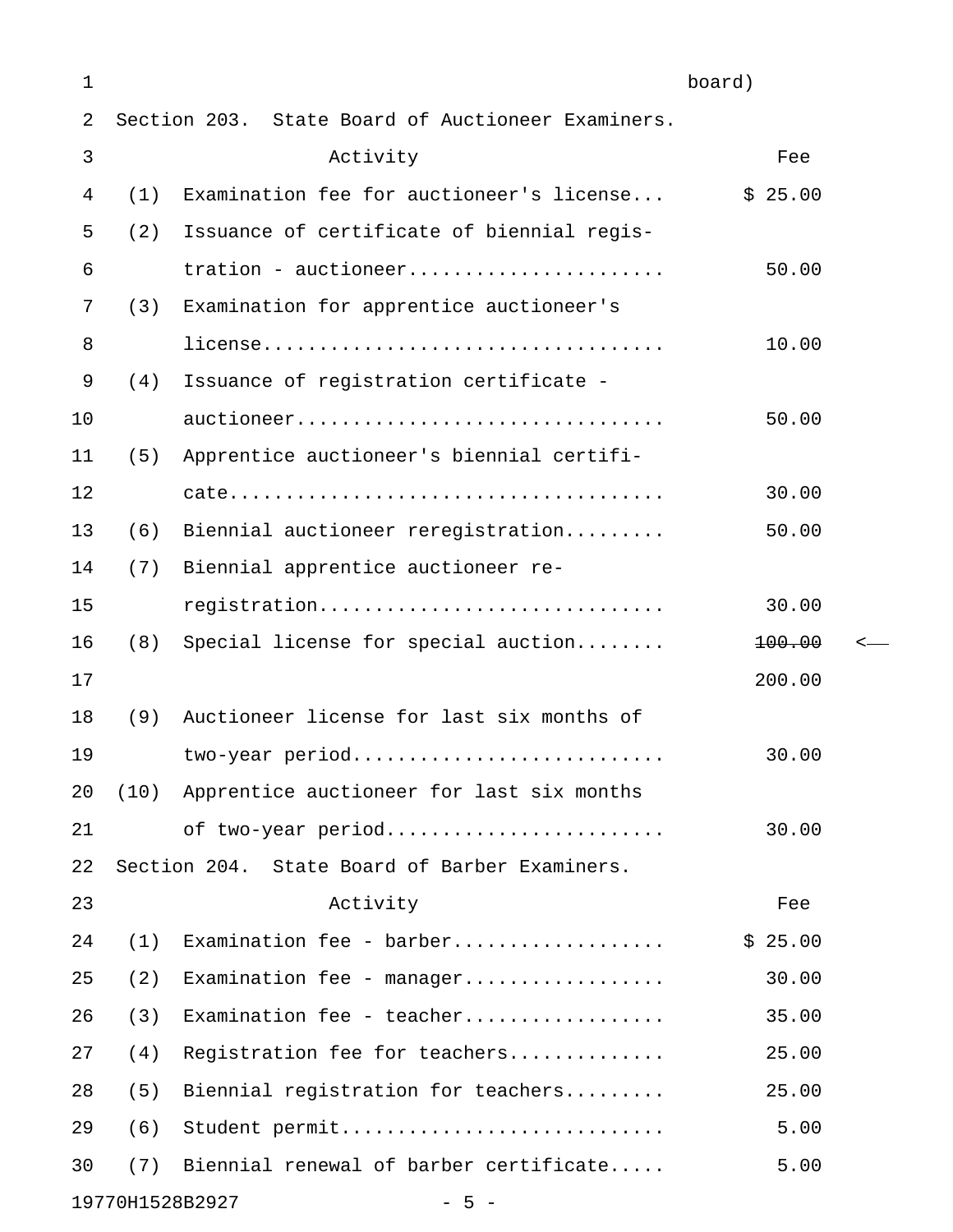board)

Section 203. State Board of Auctioneer Examiners.

| | Activity | Fee |
|---|---|---|
| (1) | Examination fee for auctioneer's license... | $ 25.00 |
| (2) | Issuance of certificate of biennial registration - auctioneer...................... | 50.00 |
| (3) | Examination for apprentice auctioneer's license.................................. | 10.00 |
| (4) | Issuance of registration certificate - auctioneer................................ | 50.00 |
| (5) | Apprentice auctioneer's biennial certificate..................................... | 30.00 |
| (6) | Biennial auctioneer reregistration......... | 50.00 |
| (7) | Biennial apprentice auctioneer reregistration............................. | 30.00 |
| (8) | Special license for special auction........ | ~~100.00~~ 200.00 |
| (9) | Auctioneer license for last six months of two-year period........................... | 30.00 |
| (10) | Apprentice auctioneer for last six months of two-year period........................ | 30.00 |

Section 204. State Board of Barber Examiners.

| | Activity | Fee |
|---|---|---|
| (1) | Examination fee - barber.................. | $ 25.00 |
| (2) | Examination fee - manager................. | 30.00 |
| (3) | Examination fee - teacher................. | 35.00 |
| (4) | Registration fee for teachers............. | 25.00 |
| (5) | Biennial registration for teachers......... | 25.00 |
| (6) | Student permit............................ | 5.00 |
| (7) | Biennial renewal of barber certificate..... | 5.00 |

19770H1528B2927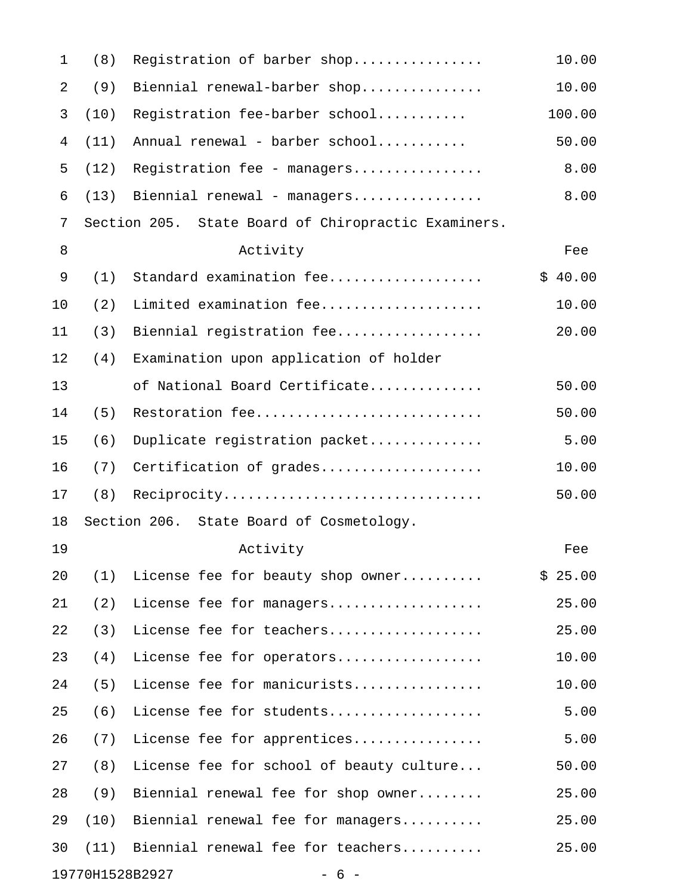| | Activity | Fee |
|---|---|---|
| (8) | Registration of barber shop............... | 10.00 |
| (9) | Biennial renewal-barber shop.............. | 10.00 |
| (10) | Registration fee-barber school........... | 100.00 |
| (11) | Annual renewal - barber school........... | 50.00 |
| (12) | Registration fee - managers................ | 8.00 |
| (13) | Biennial renewal - managers................ | 8.00 |

Section 205. State Board of Chiropractic Examiners.

| | Activity | Fee |
|---|---|---|
| (1) | Standard examination fee.................. | $ 40.00 |
| (2) | Limited examination fee.................... | 10.00 |
| (3) | Biennial registration fee.................. | 20.00 |
| (4) | Examination upon application of holder of National Board Certificate............. | 50.00 |
| (5) | Restoration fee............................ | 50.00 |
| (6) | Duplicate registration packet.............. | 5.00 |
| (7) | Certification of grades.................... | 10.00 |
| (8) | Reciprocity................................ | 50.00 |

Section 206. State Board of Cosmetology.

| | Activity | Fee |
|---|---|---|
| (1) | License fee for beauty shop owner.......... | $ 25.00 |
| (2) | License fee for managers................... | 25.00 |
| (3) | License fee for teachers................... | 25.00 |
| (4) | License fee for operators.................. | 10.00 |
| (5) | License fee for manicurists................ | 10.00 |
| (6) | License fee for students................... | 5.00 |
| (7) | License fee for apprentices................ | 5.00 |
| (8) | License fee for school of beauty culture... | 50.00 |
| (9) | Biennial renewal fee for shop owner........ | 25.00 |
| (10) | Biennial renewal fee for managers.......... | 25.00 |
| (11) | Biennial renewal fee for teachers.......... | 25.00 |

19770H1528B2927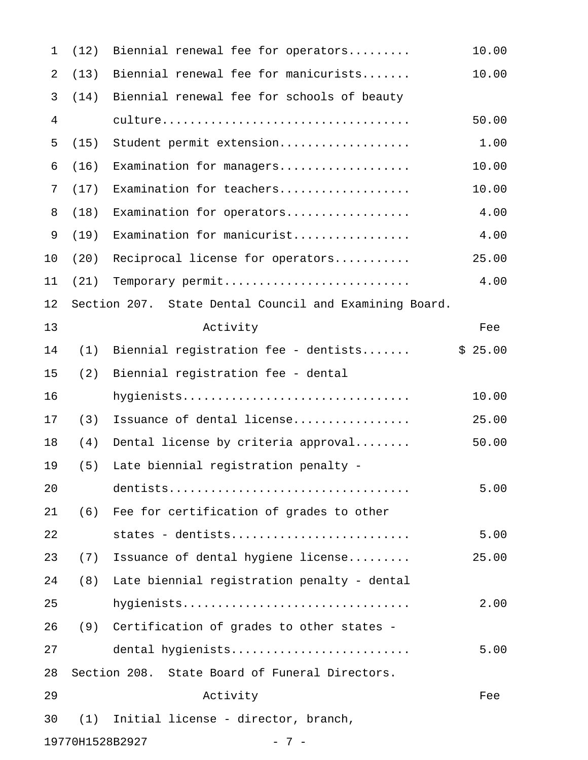| | | |
|---|---|---|
| (12) | Biennial renewal fee for operators | 10.00 |
| (13) | Biennial renewal fee for manicurists | 10.00 |
| (14) | Biennial renewal fee for schools of beauty culture | 50.00 |
| (15) | Student permit extension | 1.00 |
| (16) | Examination for managers | 10.00 |
| (17) | Examination for teachers | 10.00 |
| (18) | Examination for operators | 4.00 |
| (19) | Examination for manicurist | 4.00 |
| (20) | Reciprocal license for operators | 25.00 |
| (21) | Temporary permit | 4.00 |

Section 207. State Dental Council and Examining Board.

| | Activity | Fee |
|---|---|---|
| (1) | Biennial registration fee - dentists | $ 25.00 |
| (2) | Biennial registration fee - dental hygienists | 10.00 |
| (3) | Issuance of dental license | 25.00 |
| (4) | Dental license by criteria approval | 50.00 |
| (5) | Late biennial registration penalty - dentists | 5.00 |
| (6) | Fee for certification of grades to other states - dentists | 5.00 |
| (7) | Issuance of dental hygiene license | 25.00 |
| (8) | Late biennial registration penalty - dental hygienists | 2.00 |
| (9) | Certification of grades to other states - dental hygienists | 5.00 |

Section 208. State Board of Funeral Directors.

| | Activity | Fee |
|---|---|---|
| (1) | Initial license - director, branch, | |

19770H1528B2927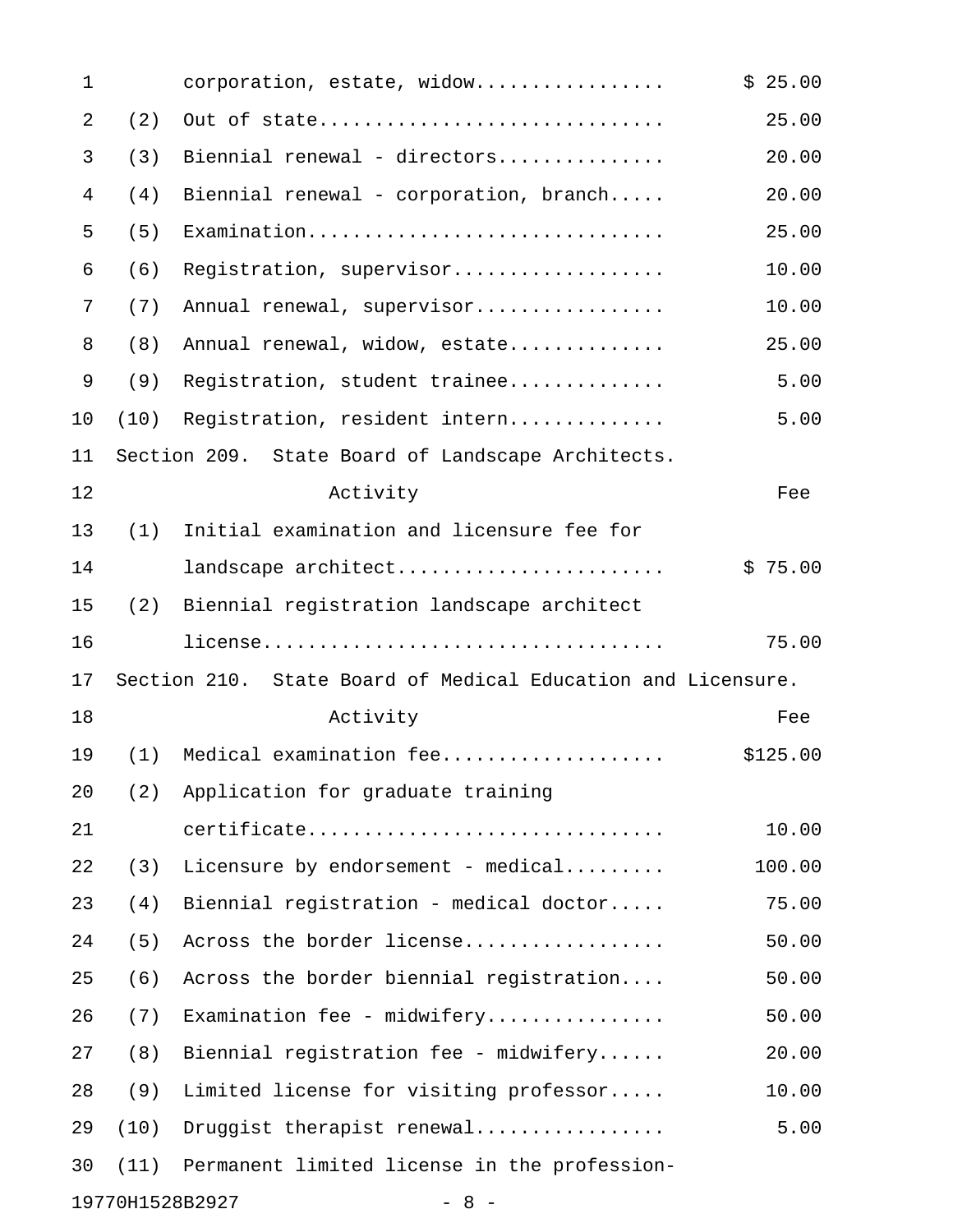| | Activity | Fee |
|---|---|---|
| | corporation, estate, widow................ | $ 25.00 |
| (2) | Out of state.............................. | 25.00 |
| (3) | Biennial renewal - directors............... | 20.00 |
| (4) | Biennial renewal - corporation, branch..... | 20.00 |
| (5) | Examination................................ | 25.00 |
| (6) | Registration, supervisor................... | 10.00 |
| (7) | Annual renewal, supervisor................. | 10.00 |
| (8) | Annual renewal, widow, estate.............. | 25.00 |
| (9) | Registration, student trainee.............. | 5.00 |
| (10) | Registration, resident intern.............. | 5.00 |

Section 209. State Board of Landscape Architects.

| | Activity | Fee |
|---|---|---|
| (1) | Initial examination and licensure fee for landscape architect........................ | $ 75.00 |
| (2) | Biennial registration landscape architect license.................................. | 75.00 |

Section 210. State Board of Medical Education and Licensure.

| | Activity | Fee |
|---|---|---|
| (1) | Medical examination fee.................... | $125.00 |
| (2) | Application for graduate training certificate............................... | 10.00 |
| (3) | Licensure by endorsement - medical......... | 100.00 |
| (4) | Biennial registration - medical doctor..... | 75.00 |
| (5) | Across the border license.................. | 50.00 |
| (6) | Across the border biennial registration.... | 50.00 |
| (7) | Examination fee - midwifery................ | 50.00 |
| (8) | Biennial registration fee - midwifery...... | 20.00 |
| (9) | Limited license for visiting professor..... | 10.00 |
| (10) | Druggist therapist renewal................. | 5.00 |
| (11) | Permanent limited license in the profession- | |

19770H1528B2927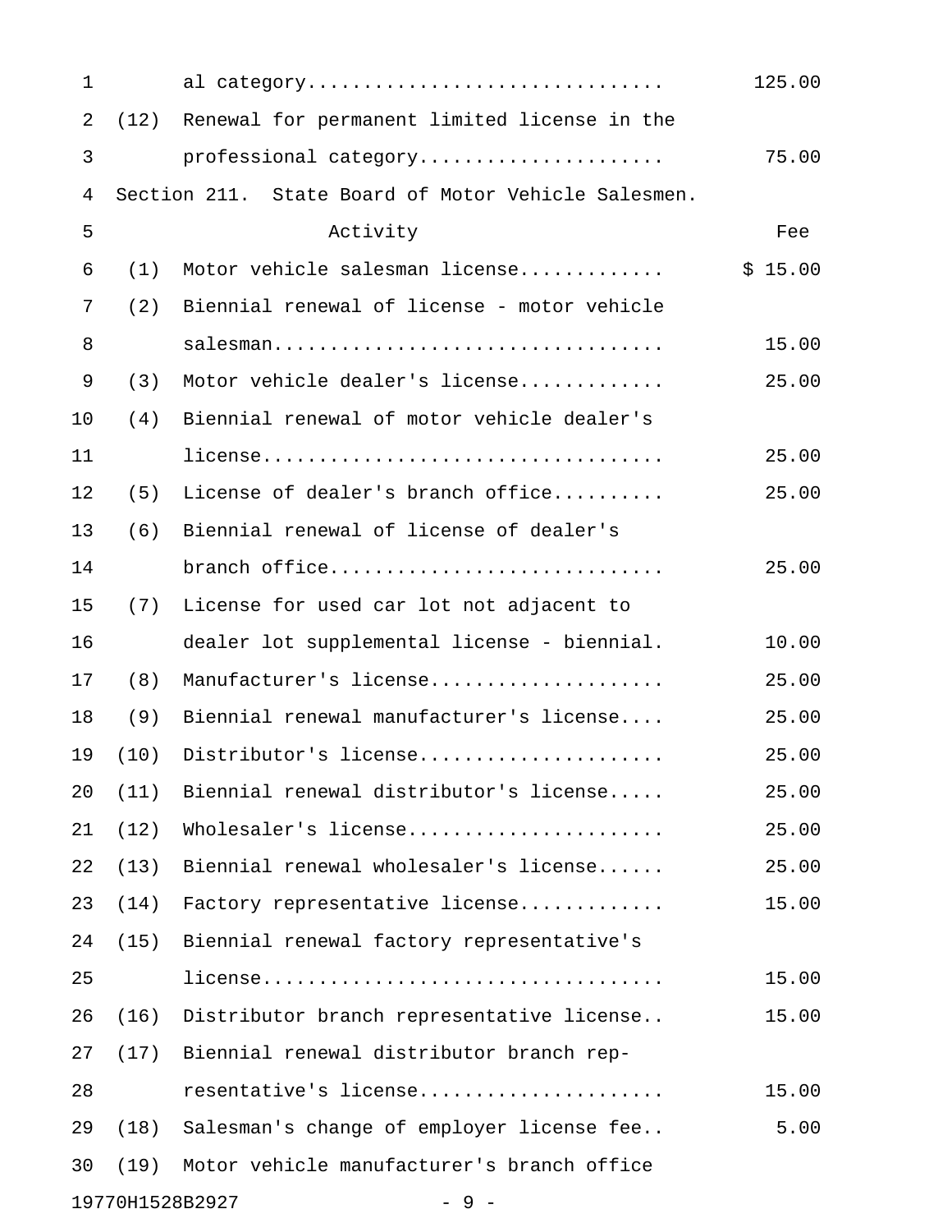| | | |
|---|---|---|
| | al category.............................. | 125.00 |
| (12) | Renewal for permanent limited license in the professional category..................... | 75.00 |

Section 211. State Board of Motor Vehicle Salesmen.

| | Activity | Fee |
|---|---|---|
| (1) | Motor vehicle salesman license............ | $ 15.00 |
| (2) | Biennial renewal of license - motor vehicle salesman................................. | 15.00 |
| (3) | Motor vehicle dealer's license............ | 25.00 |
| (4) | Biennial renewal of motor vehicle dealer's license.................................. | 25.00 |
| (5) | License of dealer's branch office.......... | 25.00 |
| (6) | Biennial renewal of license of dealer's branch office............................ | 25.00 |
| (7) | License for used car lot not adjacent to dealer lot supplemental license - biennial. | 10.00 |
| (8) | Manufacturer's license.................... | 25.00 |
| (9) | Biennial renewal manufacturer's license.... | 25.00 |
| (10) | Distributor's license..................... | 25.00 |
| (11) | Biennial renewal distributor's license..... | 25.00 |
| (12) | Wholesaler's license...................... | 25.00 |
| (13) | Biennial renewal wholesaler's license...... | 25.00 |
| (14) | Factory representative license............ | 15.00 |
| (15) | Biennial renewal factory representative's license.................................. | 15.00 |
| (16) | Distributor branch representative license.. | 15.00 |
| (17) | Biennial renewal distributor branch representative's license..................... | 15.00 |
| (18) | Salesman's change of employer license fee.. | 5.00 |
| (19) | Motor vehicle manufacturer's branch office | |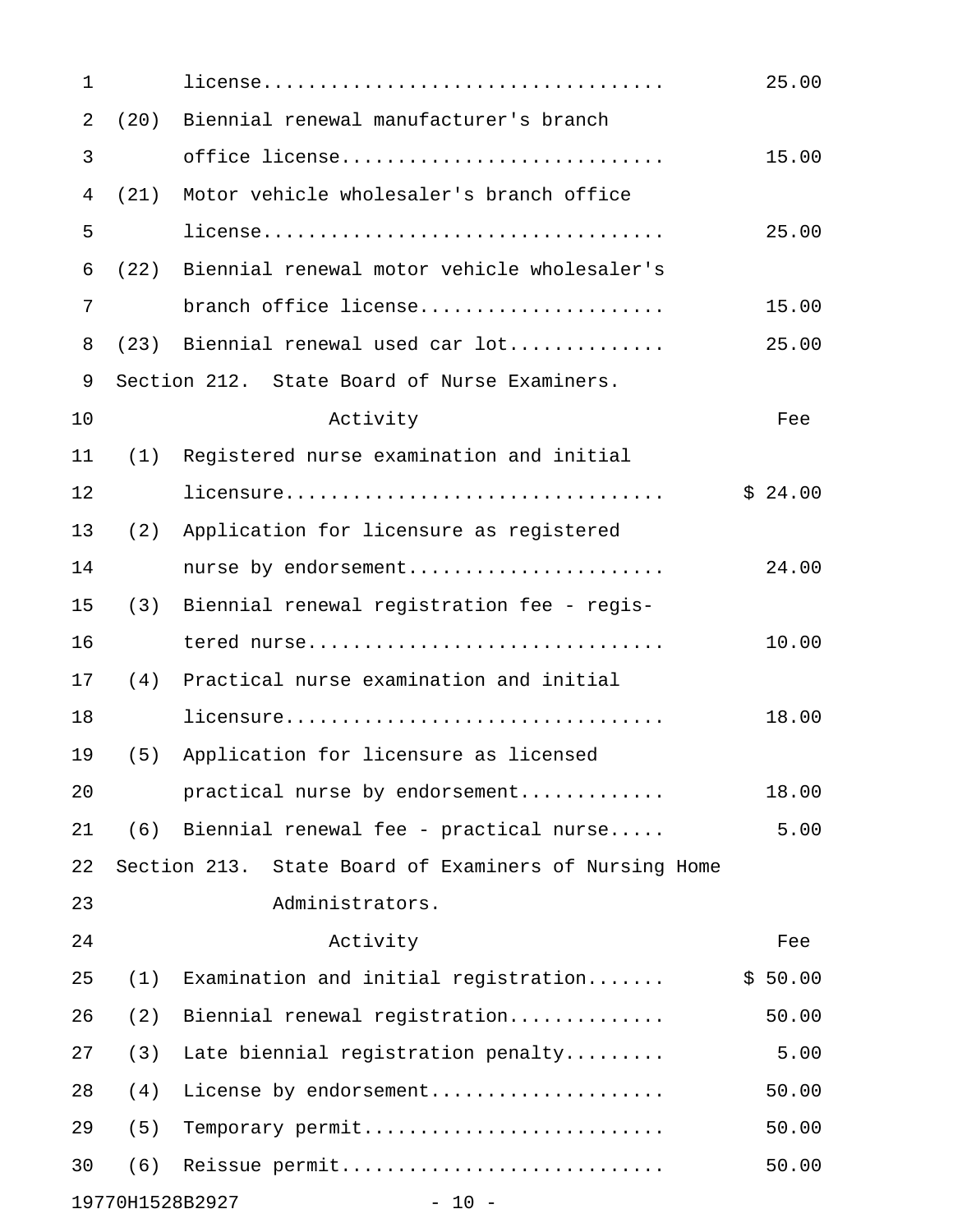| | | |
|---|---|---|
| | license.................................. | 25.00 |
| (20) | Biennial renewal manufacturer's branch office license............................ | 15.00 |
| (21) | Motor vehicle wholesaler's branch office license.................................. | 25.00 |
| (22) | Biennial renewal motor vehicle wholesaler's branch office license..................... | 15.00 |
| (23) | Biennial renewal used car lot............. | 25.00 |

Section 212. State Board of Nurse Examiners.

| | Activity | Fee |
|---|---|---|
| (1) | Registered nurse examination and initial licensure................................ | $ 24.00 |
| (2) | Application for licensure as registered nurse by endorsement...................... | 24.00 |
| (3) | Biennial renewal registration fee - registered nurse............................... | 10.00 |
| (4) | Practical nurse examination and initial licensure................................ | 18.00 |
| (5) | Application for licensure as licensed practical nurse by endorsement............ | 18.00 |
| (6) | Biennial renewal fee - practical nurse..... | 5.00 |

Section 213. State Board of Examiners of Nursing Home Administrators.

| | Activity | Fee |
|---|---|---|
| (1) | Examination and initial registration....... | $ 50.00 |
| (2) | Biennial renewal registration............. | 50.00 |
| (3) | Late biennial registration penalty......... | 5.00 |
| (4) | License by endorsement.................... | 50.00 |
| (5) | Temporary permit.......................... | 50.00 |
| (6) | Reissue permit............................ | 50.00 |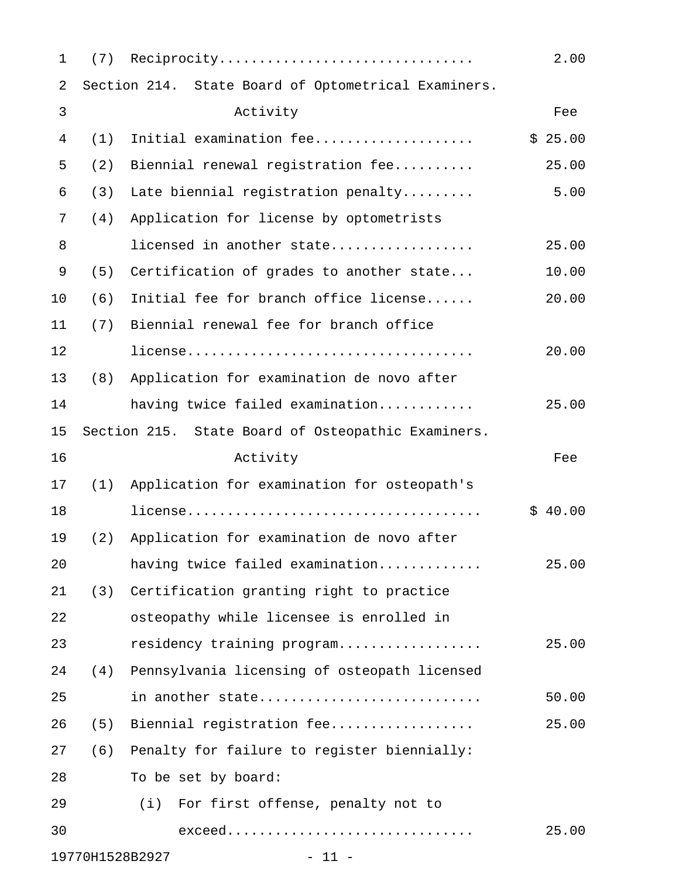| | Activity | Fee |
|---|---|---|
| (7) | Reciprocity | 2.00 |

Section 214. State Board of Optometrical Examiners.

| | Activity | Fee |
|---|---|---|
| (1) | Initial examination fee | $ 25.00 |
| (2) | Biennial renewal registration fee | 25.00 |
| (3) | Late biennial registration penalty | 5.00 |
| (4) | Application for license by optometrists licensed in another state | 25.00 |
| (5) | Certification of grades to another state | 10.00 |
| (6) | Initial fee for branch office license | 20.00 |
| (7) | Biennial renewal fee for branch office license | 20.00 |
| (8) | Application for examination de novo after having twice failed examination | 25.00 |

Section 215. State Board of Osteopathic Examiners.

| | Activity | Fee |
|---|---|---|
| (1) | Application for examination for osteopath's license | $ 40.00 |
| (2) | Application for examination de novo after having twice failed examination | 25.00 |
| (3) | Certification granting right to practice osteopathy while licensee is enrolled in residency training program | 25.00 |
| (4) | Pennsylvania licensing of osteopath licensed in another state | 50.00 |
| (5) | Biennial registration fee | 25.00 |
| (6) | Penalty for failure to register biennially: To be set by board: | |
| | (i) For first offense, penalty not to exceed | 25.00 |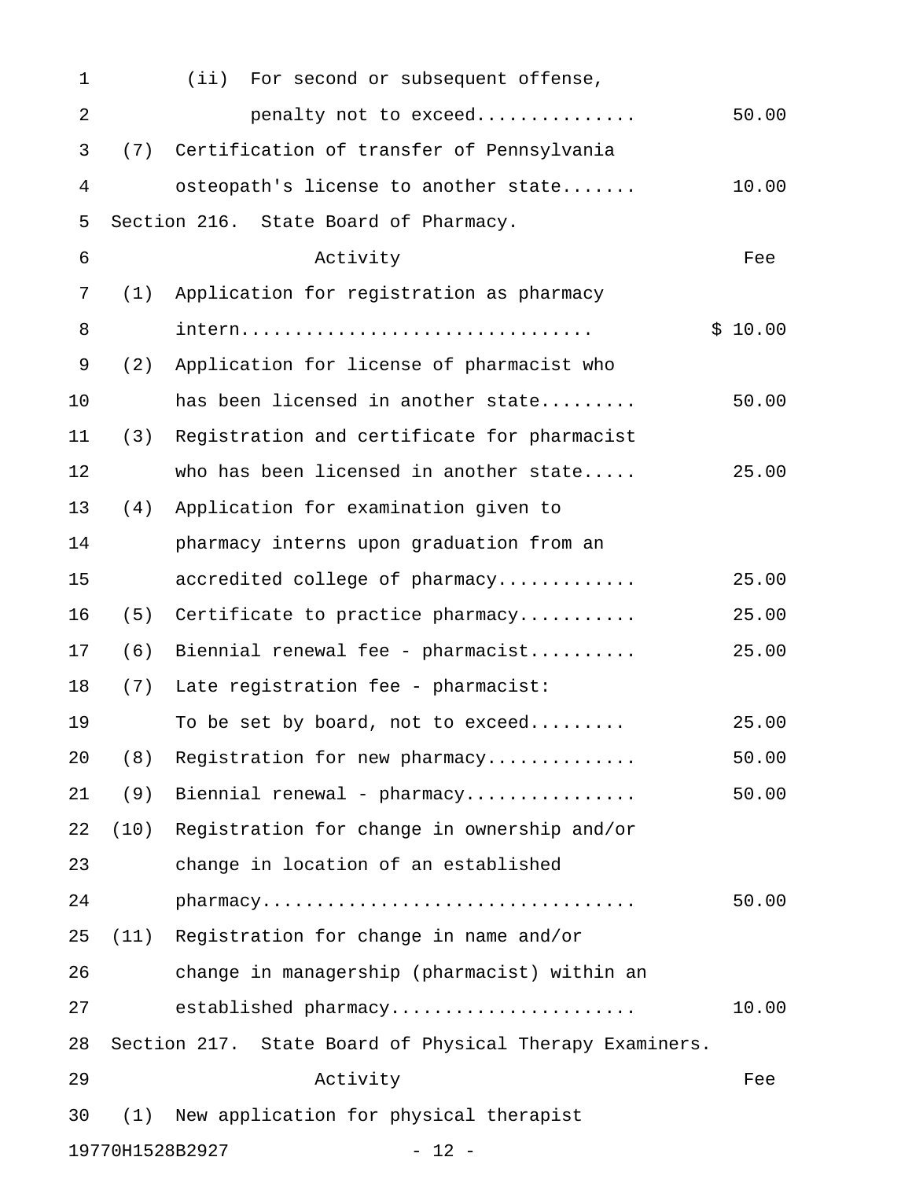(ii) For second or subsequent offense, penalty not to exceed.............. 50.00

(7) Certification of transfer of Pennsylvania osteopath's license to another state....... 10.00

Section 216. State Board of Pharmacy.

| Activity | Fee |
|---|---|
| (1) Application for registration as pharmacy intern................................ | $ 10.00 |
| (2) Application for license of pharmacist who has been licensed in another state......... | 50.00 |
| (3) Registration and certificate for pharmacist who has been licensed in another state..... | 25.00 |
| (4) Application for examination given to pharmacy interns upon graduation from an accredited college of pharmacy............ | 25.00 |
| (5) Certificate to practice pharmacy........... | 25.00 |
| (6) Biennial renewal fee - pharmacist.......... | 25.00 |
| (7) Late registration fee - pharmacist: To be set by board, not to exceed......... | 25.00 |
| (8) Registration for new pharmacy............. | 50.00 |
| (9) Biennial renewal - pharmacy............... | 50.00 |
| (10) Registration for change in ownership and/or change in location of an established pharmacy.................................. | 50.00 |
| (11) Registration for change in name and/or change in managership (pharmacist) within an established pharmacy...................... | 10.00 |

Section 217. State Board of Physical Therapy Examiners.

| Activity | Fee |
|---|---|
| (1) New application for physical therapist | |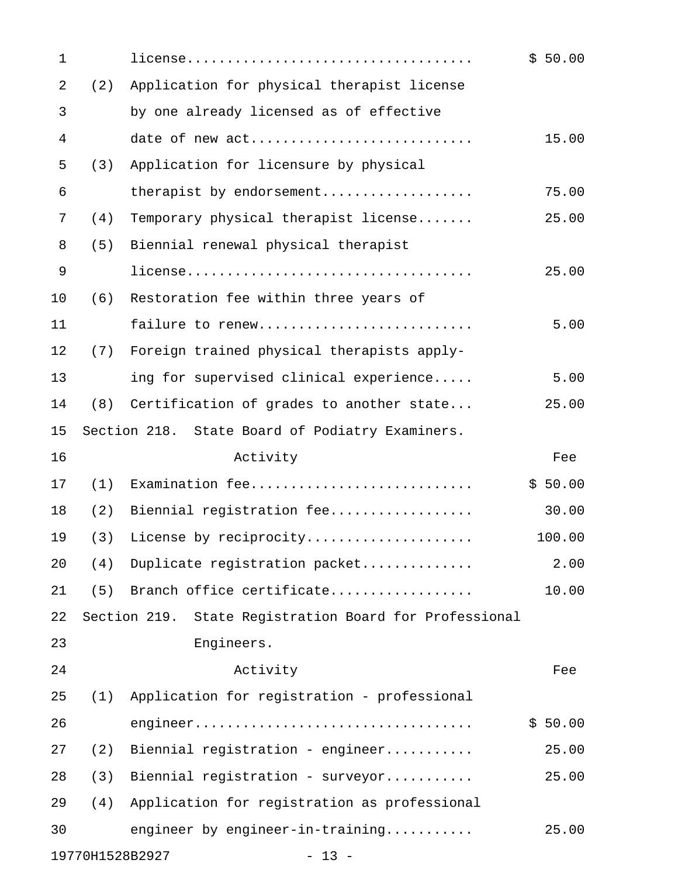| Activity | Fee |
|---|---|
| license | $ 50.00 |
| (2) Application for physical therapist license by one already licensed as of effective date of new act | 15.00 |
| (3) Application for licensure by physical therapist by endorsement | 75.00 |
| (4) Temporary physical therapist license | 25.00 |
| (5) Biennial renewal physical therapist license | 25.00 |
| (6) Restoration fee within three years of failure to renew | 5.00 |
| (7) Foreign trained physical therapists applying for supervised clinical experience | 5.00 |
| (8) Certification of grades to another state | 25.00 |

Section 218. State Board of Podiatry Examiners.

| Activity | Fee |
|---|---|
| (1) Examination fee | $ 50.00 |
| (2) Biennial registration fee | 30.00 |
| (3) License by reciprocity | 100.00 |
| (4) Duplicate registration packet | 2.00 |
| (5) Branch office certificate | 10.00 |

Section 219. State Registration Board for Professional Engineers.

| Activity | Fee |
|---|---|
| (1) Application for registration - professional engineer | $ 50.00 |
| (2) Biennial registration - engineer | 25.00 |
| (3) Biennial registration - surveyor | 25.00 |
| (4) Application for registration as professional engineer by engineer-in-training | 25.00 |

19770H1528B2927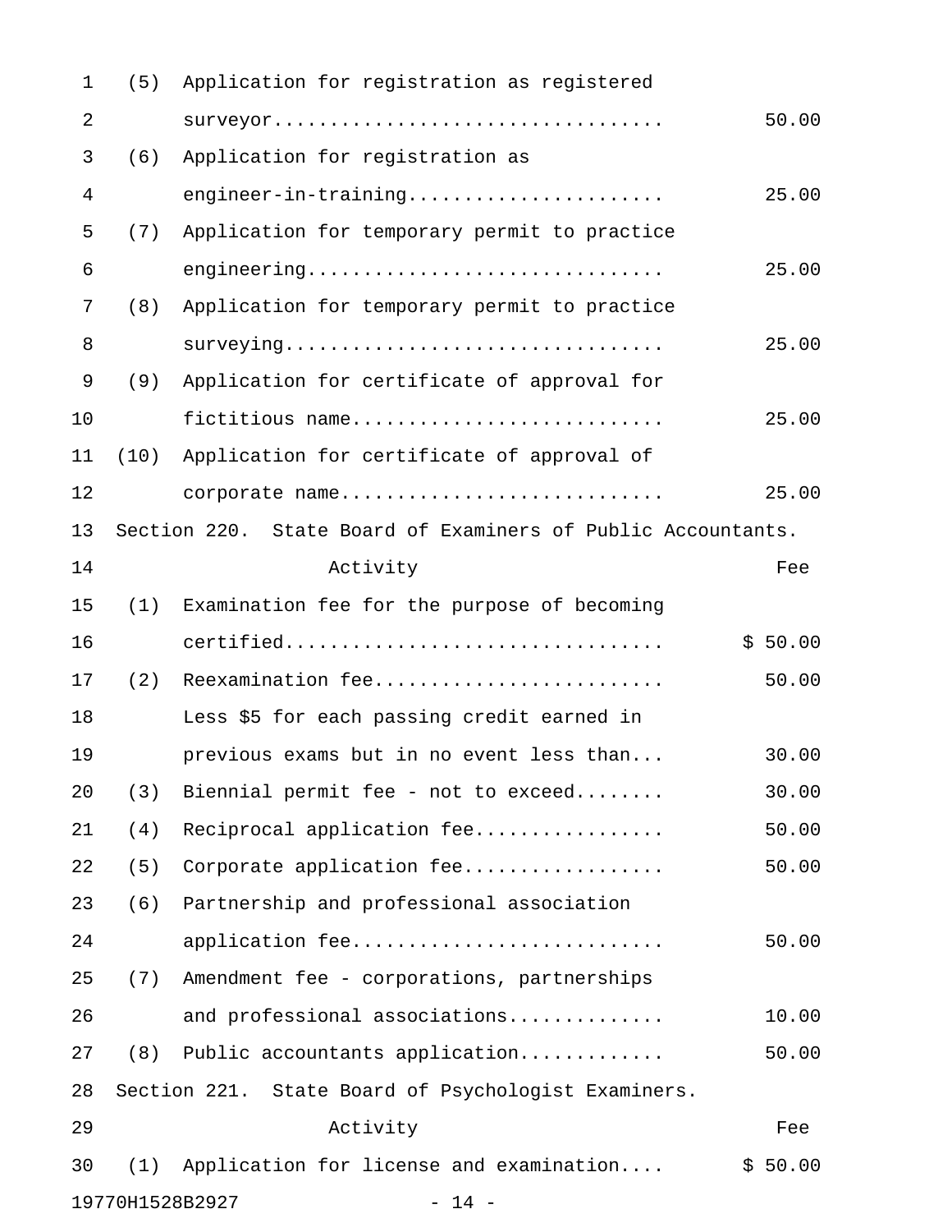| | Activity | Fee |
|---|---|---|
| (5) | Application for registration as registered surveyor.................................. | 50.00 |
| (6) | Application for registration as engineer-in-training...................... | 25.00 |
| (7) | Application for temporary permit to practice engineering............................... | 25.00 |
| (8) | Application for temporary permit to practice surveying................................. | 25.00 |
| (9) | Application for certificate of approval for fictitious name........................... | 25.00 |
| (10) | Application for certificate of approval of corporate name............................ | 25.00 |

Section 220. State Board of Examiners of Public Accountants.

| | Activity | Fee |
|---|---|---|
| (1) | Examination fee for the purpose of becoming certified................................ | $ 50.00 |
| (2) | Reexamination fee......................... | 50.00 |
| | Less $5 for each passing credit earned in previous exams but in no event less than... | 30.00 |
| (3) | Biennial permit fee - not to exceed........ | 30.00 |
| (4) | Reciprocal application fee................ | 50.00 |
| (5) | Corporate application fee................. | 50.00 |
| (6) | Partnership and professional association application fee........................... | 50.00 |
| (7) | Amendment fee - corporations, partnerships and professional associations............. | 10.00 |
| (8) | Public accountants application............ | 50.00 |

Section 221. State Board of Psychologist Examiners.

| | Activity | Fee |
|---|---|---|
| (1) | Application for license and examination.... | $ 50.00 |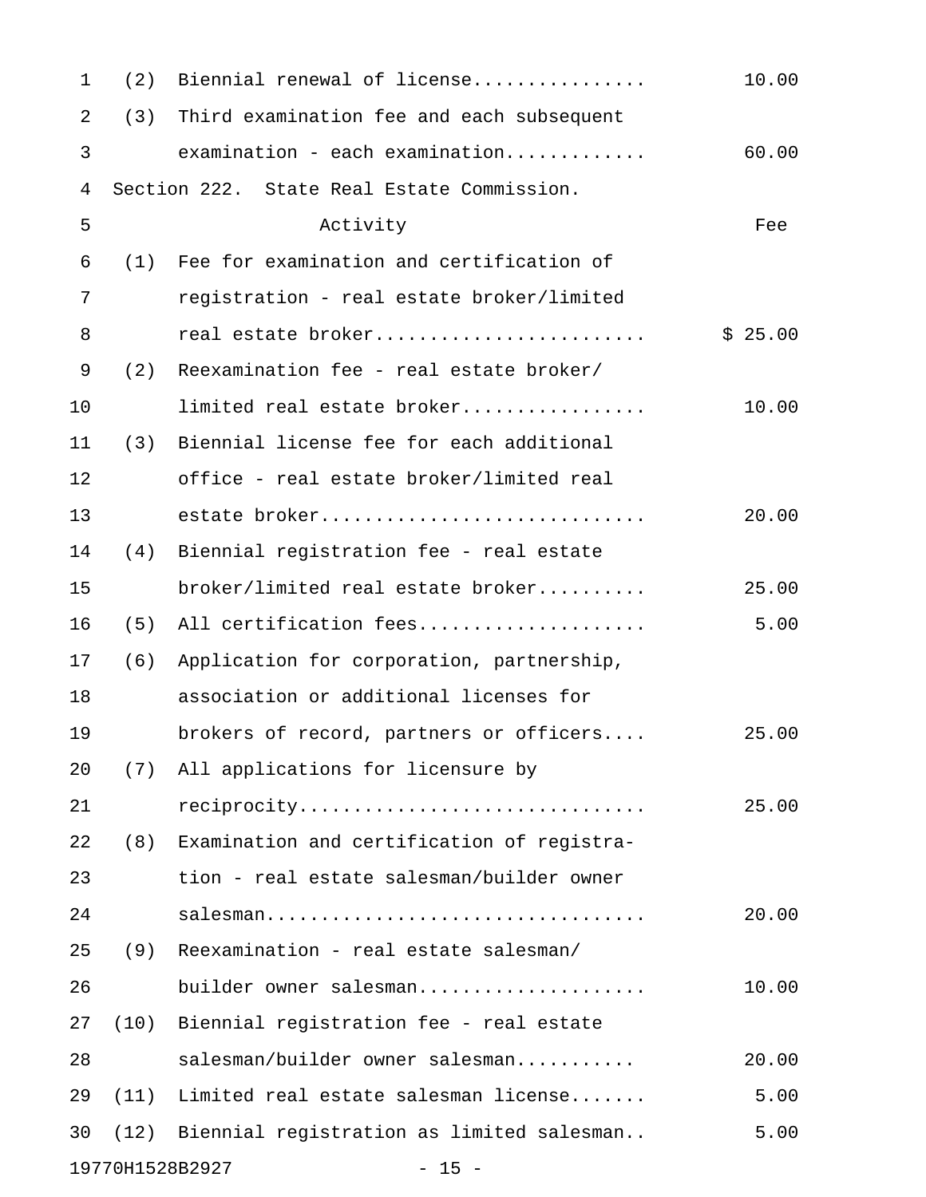| | | |
|---|---|---|
| (2) | Biennial renewal of license | 10.00 |
| (3) | Third examination fee and each subsequent examination - each examination | 60.00 |

Section 222. State Real Estate Commission.

| | Activity | Fee |
|---|---|---|
| (1) | Fee for examination and certification of registration - real estate broker/limited real estate broker | $ 25.00 |
| (2) | Reexamination fee - real estate broker/ limited real estate broker | 10.00 |
| (3) | Biennial license fee for each additional office - real estate broker/limited real estate broker | 20.00 |
| (4) | Biennial registration fee - real estate broker/limited real estate broker | 25.00 |
| (5) | All certification fees | 5.00 |
| (6) | Application for corporation, partnership, association or additional licenses for brokers of record, partners or officers | 25.00 |
| (7) | All applications for licensure by reciprocity | 25.00 |
| (8) | Examination and certification of registration - real estate salesman/builder owner salesman | 20.00 |
| (9) | Reexamination - real estate salesman/ builder owner salesman | 10.00 |
| (10) | Biennial registration fee - real estate salesman/builder owner salesman | 20.00 |
| (11) | Limited real estate salesman license | 5.00 |
| (12) | Biennial registration as limited salesman | 5.00 |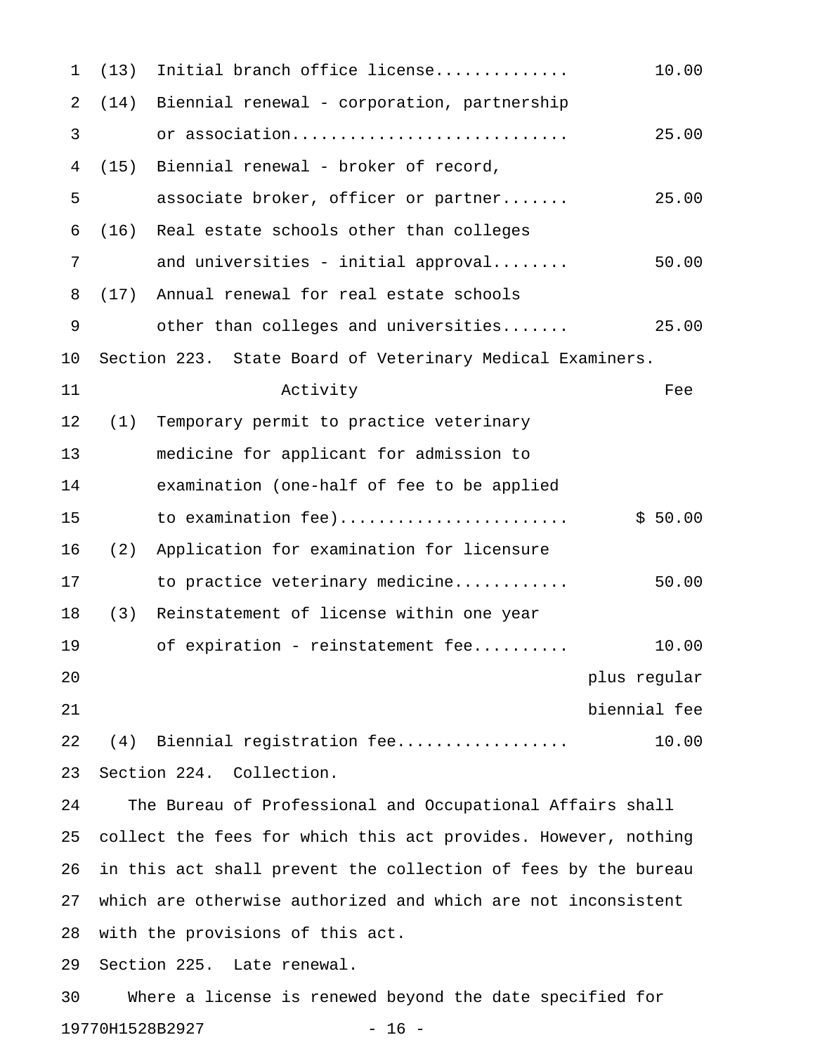| | | |
|---|---|---|
| (13) | Initial branch office license............. | 10.00 |
| (14) | Biennial renewal - corporation, partnership or association............................ | 25.00 |
| (15) | Biennial renewal - broker of record, associate broker, officer or partner....... | 25.00 |
| (16) | Real estate schools other than colleges and universities - initial approval........ | 50.00 |
| (17) | Annual renewal for real estate schools other than colleges and universities....... | 25.00 |

Section 223. State Board of Veterinary Medical Examiners.

| | Activity | Fee |
|---|---|---|
| (1) | Temporary permit to practice veterinary medicine for applicant for admission to examination (one-half of fee to be applied to examination fee)....................... | $ 50.00 |
| (2) | Application for examination for licensure to practice veterinary medicine........... | 50.00 |
| (3) | Reinstatement of license within one year of expiration - reinstatement fee.......... | 10.00 plus regular biennial fee |
| (4) | Biennial registration fee................. | 10.00 |

Section 224. Collection.

The Bureau of Professional and Occupational Affairs shall collect the fees for which this act provides. However, nothing in this act shall prevent the collection of fees by the bureau which are otherwise authorized and which are not inconsistent with the provisions of this act.

Section 225. Late renewal.

Where a license is renewed beyond the date specified for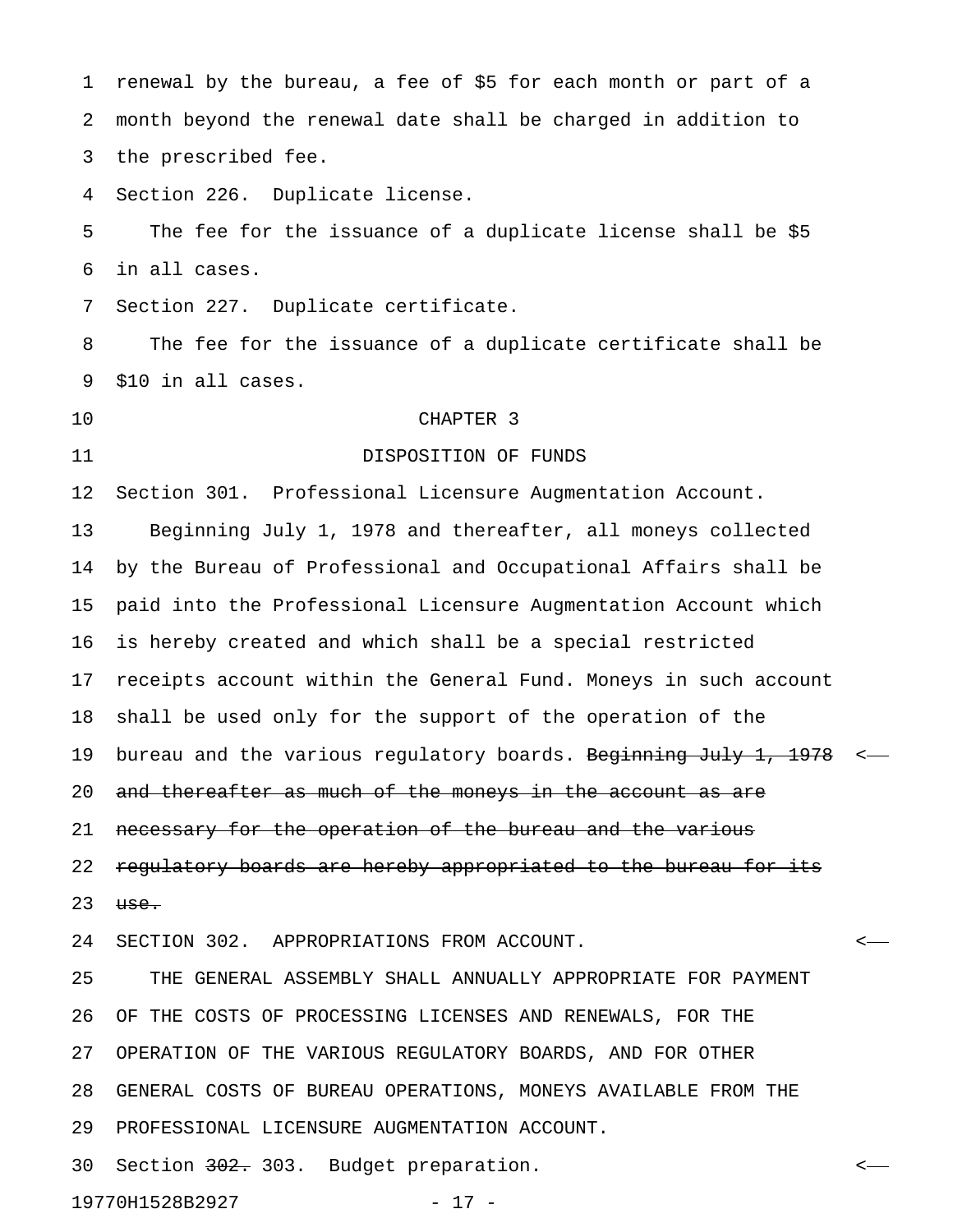renewal by the bureau, a fee of $5 for each month or part of a month beyond the renewal date shall be charged in addition to the prescribed fee.

Section 226. Duplicate license.

The fee for the issuance of a duplicate license shall be $5 in all cases.

Section 227. Duplicate certificate.

The fee for the issuance of a duplicate certificate shall be $10 in all cases.

CHAPTER 3

DISPOSITION OF FUNDS

Section 301. Professional Licensure Augmentation Account.

Beginning July 1, 1978 and thereafter, all moneys collected by the Bureau of Professional and Occupational Affairs shall be paid into the Professional Licensure Augmentation Account which is hereby created and which shall be a special restricted receipts account within the General Fund. Moneys in such account shall be used only for the support of the operation of the bureau and the various regulatory boards. ~~Beginning July 1, 1978 and thereafter as much of the moneys in the account as are necessary for the operation of the bureau and the various regulatory boards are hereby appropriated to the bureau for its use.~~

SECTION 302. APPROPRIATIONS FROM ACCOUNT.

THE GENERAL ASSEMBLY SHALL ANNUALLY APPROPRIATE FOR PAYMENT OF THE COSTS OF PROCESSING LICENSES AND RENEWALS, FOR THE OPERATION OF THE VARIOUS REGULATORY BOARDS, AND FOR OTHER GENERAL COSTS OF BUREAU OPERATIONS, MONEYS AVAILABLE FROM THE PROFESSIONAL LICENSURE AUGMENTATION ACCOUNT.

Section ~~302.~~ 303. Budget preparation.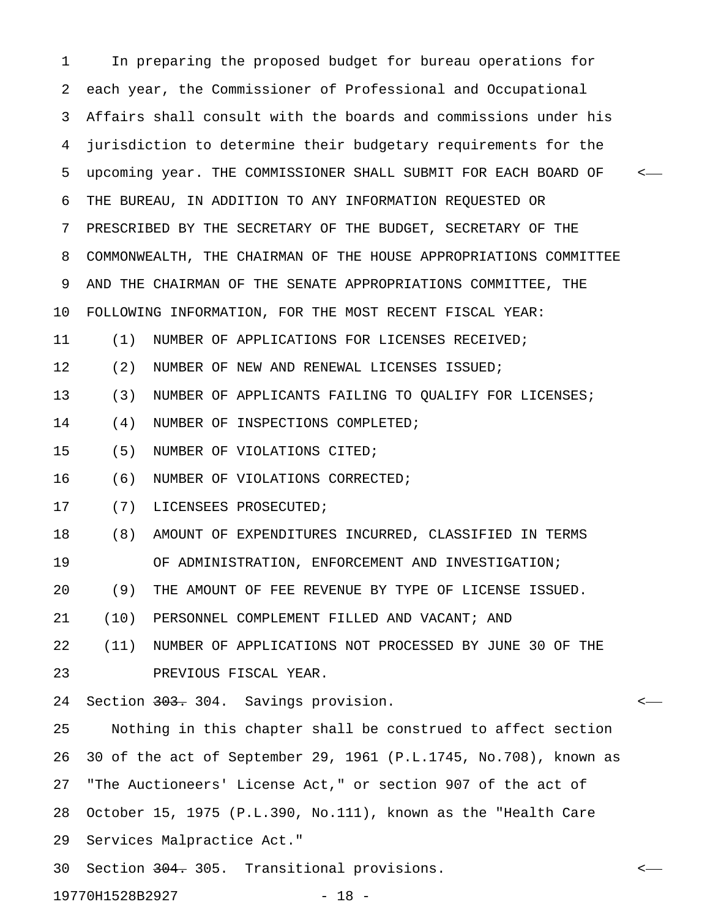In preparing the proposed budget for bureau operations for each year, the Commissioner of Professional and Occupational Affairs shall consult with the boards and commissions under his jurisdiction to determine their budgetary requirements for the upcoming year. THE COMMISSIONER SHALL SUBMIT FOR EACH BOARD OF THE BUREAU, IN ADDITION TO ANY INFORMATION REQUESTED OR PRESCRIBED BY THE SECRETARY OF THE BUDGET, SECRETARY OF THE COMMONWEALTH, THE CHAIRMAN OF THE HOUSE APPROPRIATIONS COMMITTEE AND THE CHAIRMAN OF THE SENATE APPROPRIATIONS COMMITTEE, THE FOLLOWING INFORMATION, FOR THE MOST RECENT FISCAL YEAR:

(1) NUMBER OF APPLICATIONS FOR LICENSES RECEIVED;

(2) NUMBER OF NEW AND RENEWAL LICENSES ISSUED;

(3) NUMBER OF APPLICANTS FAILING TO QUALIFY FOR LICENSES;

(4) NUMBER OF INSPECTIONS COMPLETED;

(5) NUMBER OF VIOLATIONS CITED;

(6) NUMBER OF VIOLATIONS CORRECTED;

(7) LICENSEES PROSECUTED;

(8) AMOUNT OF EXPENDITURES INCURRED, CLASSIFIED IN TERMS OF ADMINISTRATION, ENFORCEMENT AND INVESTIGATION;

(9) THE AMOUNT OF FEE REVENUE BY TYPE OF LICENSE ISSUED.

(10) PERSONNEL COMPLEMENT FILLED AND VACANT; AND

(11) NUMBER OF APPLICATIONS NOT PROCESSED BY JUNE 30 OF THE PREVIOUS FISCAL YEAR.

Section ~~303.~~ 304. Savings provision.

Nothing in this chapter shall be construed to affect section 30 of the act of September 29, 1961 (P.L.1745, No.708), known as "The Auctioneers' License Act," or section 907 of the act of October 15, 1975 (P.L.390, No.111), known as the "Health Care Services Malpractice Act."

Section ~~304.~~ 305. Transitional provisions.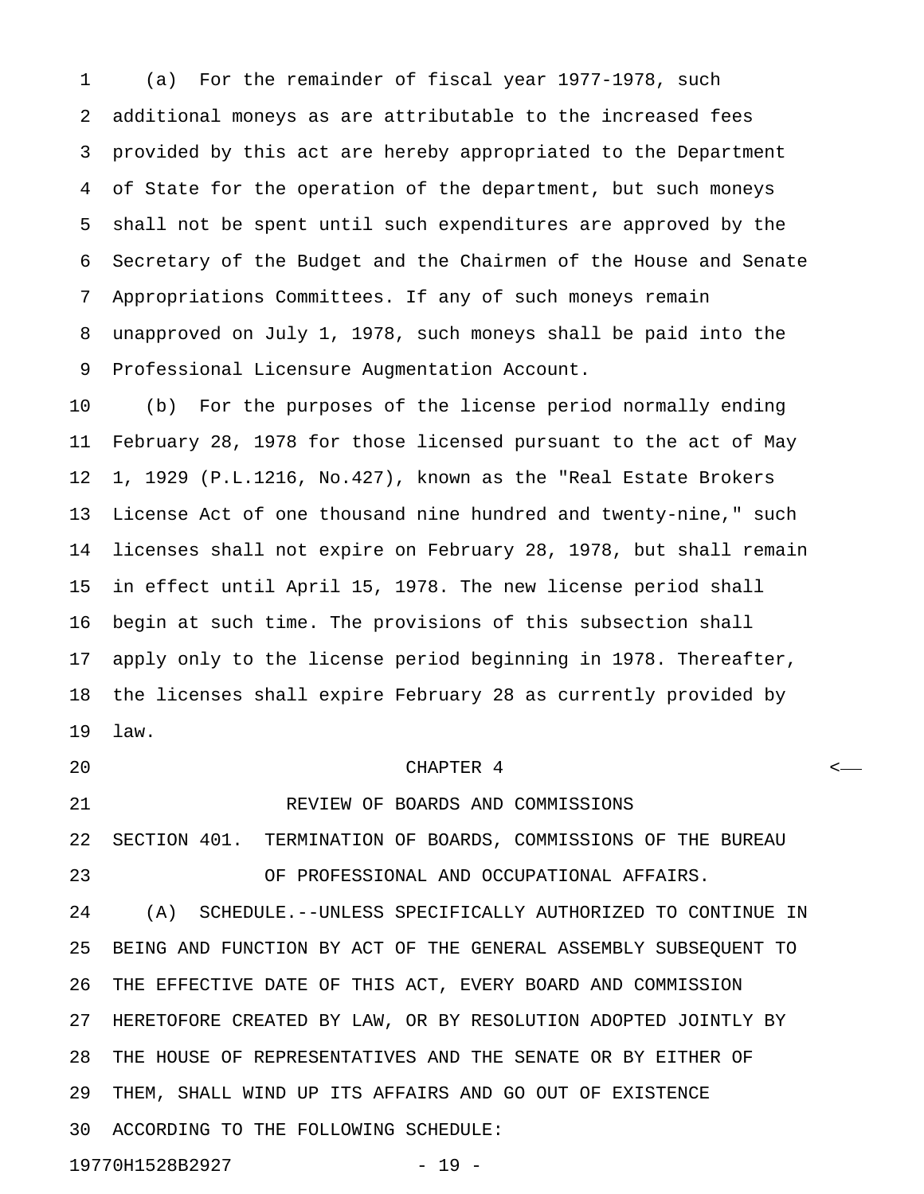(a) For the remainder of fiscal year 1977-1978, such additional moneys as are attributable to the increased fees provided by this act are hereby appropriated to the Department of State for the operation of the department, but such moneys shall not be spent until such expenditures are approved by the Secretary of the Budget and the Chairmen of the House and Senate Appropriations Committees. If any of such moneys remain unapproved on July 1, 1978, such moneys shall be paid into the Professional Licensure Augmentation Account.

(b) For the purposes of the license period normally ending February 28, 1978 for those licensed pursuant to the act of May 1, 1929 (P.L.1216, No.427), known as the "Real Estate Brokers License Act of one thousand nine hundred and twenty-nine," such licenses shall not expire on February 28, 1978, but shall remain in effect until April 15, 1978. The new license period shall begin at such time. The provisions of this subsection shall apply only to the license period beginning in 1978. Thereafter, the licenses shall expire February 28 as currently provided by law.

## CHAPTER 4

## REVIEW OF BOARDS AND COMMISSIONS

SECTION 401. TERMINATION OF BOARDS, COMMISSIONS OF THE BUREAU OF PROFESSIONAL AND OCCUPATIONAL AFFAIRS.

(A) SCHEDULE.--UNLESS SPECIFICALLY AUTHORIZED TO CONTINUE IN BEING AND FUNCTION BY ACT OF THE GENERAL ASSEMBLY SUBSEQUENT TO THE EFFECTIVE DATE OF THIS ACT, EVERY BOARD AND COMMISSION HERETOFORE CREATED BY LAW, OR BY RESOLUTION ADOPTED JOINTLY BY THE HOUSE OF REPRESENTATIVES AND THE SENATE OR BY EITHER OF THEM, SHALL WIND UP ITS AFFAIRS AND GO OUT OF EXISTENCE ACCORDING TO THE FOLLOWING SCHEDULE: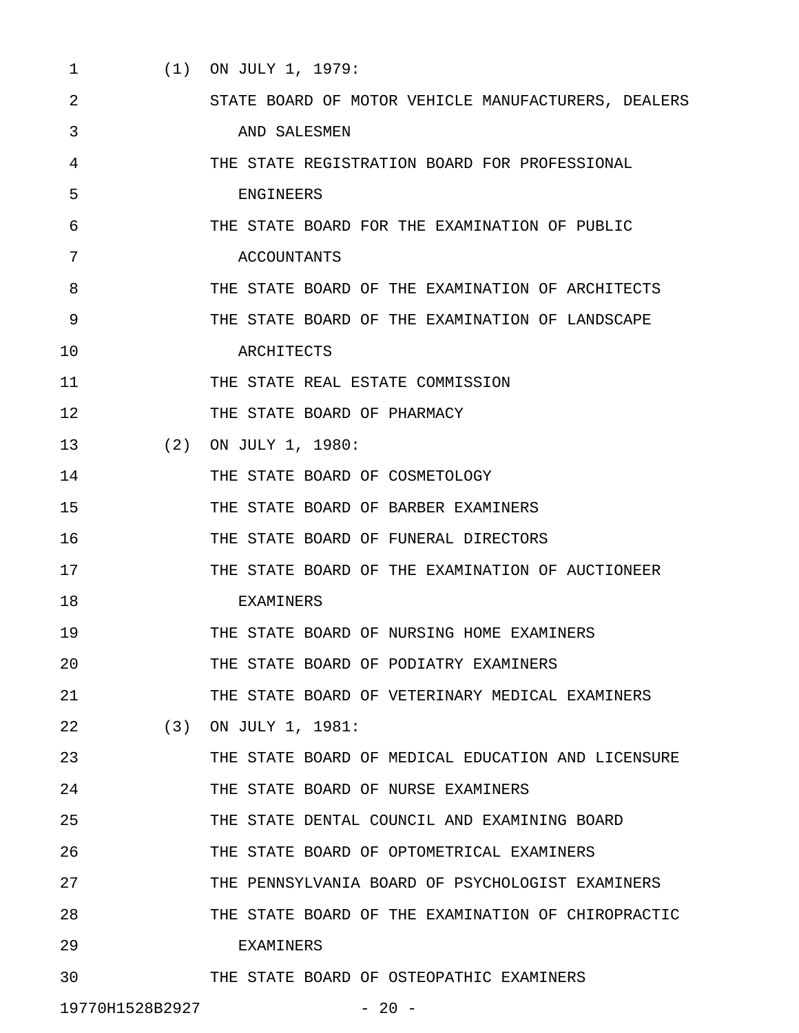(1) ON JULY 1, 1979:

- STATE BOARD OF MOTOR VEHICLE MANUFACTURERS, DEALERS AND SALESMEN
- THE STATE REGISTRATION BOARD FOR PROFESSIONAL ENGINEERS
- THE STATE BOARD FOR THE EXAMINATION OF PUBLIC ACCOUNTANTS
- THE STATE BOARD OF THE EXAMINATION OF ARCHITECTS
- THE STATE BOARD OF THE EXAMINATION OF LANDSCAPE ARCHITECTS
- THE STATE REAL ESTATE COMMISSION
- THE STATE BOARD OF PHARMACY

(2) ON JULY 1, 1980:

- THE STATE BOARD OF COSMETOLOGY
- THE STATE BOARD OF BARBER EXAMINERS
- THE STATE BOARD OF FUNERAL DIRECTORS
- THE STATE BOARD OF THE EXAMINATION OF AUCTIONEER EXAMINERS
- THE STATE BOARD OF NURSING HOME EXAMINERS
- THE STATE BOARD OF PODIATRY EXAMINERS
- THE STATE BOARD OF VETERINARY MEDICAL EXAMINERS

(3) ON JULY 1, 1981:

- THE STATE BOARD OF MEDICAL EDUCATION AND LICENSURE
- THE STATE BOARD OF NURSE EXAMINERS
- THE STATE DENTAL COUNCIL AND EXAMINING BOARD
- THE STATE BOARD OF OPTOMETRICAL EXAMINERS
- THE PENNSYLVANIA BOARD OF PSYCHOLOGIST EXAMINERS
- THE STATE BOARD OF THE EXAMINATION OF CHIROPRACTIC EXAMINERS
- THE STATE BOARD OF OSTEOPATHIC EXAMINERS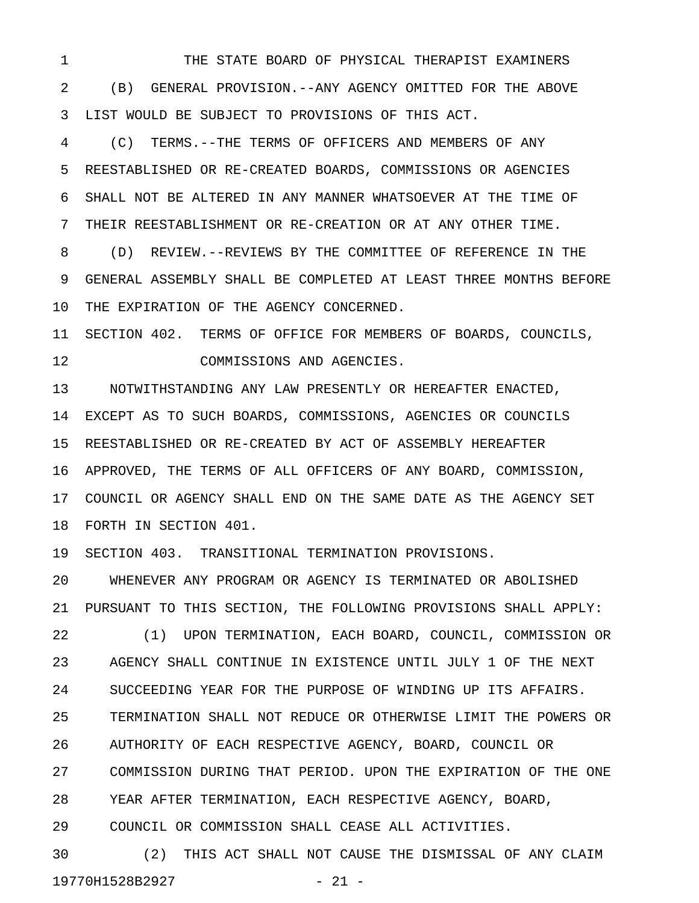THE STATE BOARD OF PHYSICAL THERAPIST EXAMINERS

(B) GENERAL PROVISION.--ANY AGENCY OMITTED FOR THE ABOVE LIST WOULD BE SUBJECT TO PROVISIONS OF THIS ACT.

(C) TERMS.--THE TERMS OF OFFICERS AND MEMBERS OF ANY REESTABLISHED OR RE-CREATED BOARDS, COMMISSIONS OR AGENCIES SHALL NOT BE ALTERED IN ANY MANNER WHATSOEVER AT THE TIME OF THEIR REESTABLISHMENT OR RE-CREATION OR AT ANY OTHER TIME.

(D) REVIEW.--REVIEWS BY THE COMMITTEE OF REFERENCE IN THE GENERAL ASSEMBLY SHALL BE COMPLETED AT LEAST THREE MONTHS BEFORE THE EXPIRATION OF THE AGENCY CONCERNED.

SECTION 402. TERMS OF OFFICE FOR MEMBERS OF BOARDS, COUNCILS, COMMISSIONS AND AGENCIES.

NOTWITHSTANDING ANY LAW PRESENTLY OR HEREAFTER ENACTED, EXCEPT AS TO SUCH BOARDS, COMMISSIONS, AGENCIES OR COUNCILS REESTABLISHED OR RE-CREATED BY ACT OF ASSEMBLY HEREAFTER APPROVED, THE TERMS OF ALL OFFICERS OF ANY BOARD, COMMISSION, COUNCIL OR AGENCY SHALL END ON THE SAME DATE AS THE AGENCY SET FORTH IN SECTION 401.

SECTION 403. TRANSITIONAL TERMINATION PROVISIONS.

WHENEVER ANY PROGRAM OR AGENCY IS TERMINATED OR ABOLISHED PURSUANT TO THIS SECTION, THE FOLLOWING PROVISIONS SHALL APPLY:

(1) UPON TERMINATION, EACH BOARD, COUNCIL, COMMISSION OR AGENCY SHALL CONTINUE IN EXISTENCE UNTIL JULY 1 OF THE NEXT SUCCEEDING YEAR FOR THE PURPOSE OF WINDING UP ITS AFFAIRS. TERMINATION SHALL NOT REDUCE OR OTHERWISE LIMIT THE POWERS OR AUTHORITY OF EACH RESPECTIVE AGENCY, BOARD, COUNCIL OR COMMISSION DURING THAT PERIOD. UPON THE EXPIRATION OF THE ONE YEAR AFTER TERMINATION, EACH RESPECTIVE AGENCY, BOARD, COUNCIL OR COMMISSION SHALL CEASE ALL ACTIVITIES.

(2) THIS ACT SHALL NOT CAUSE THE DISMISSAL OF ANY CLAIM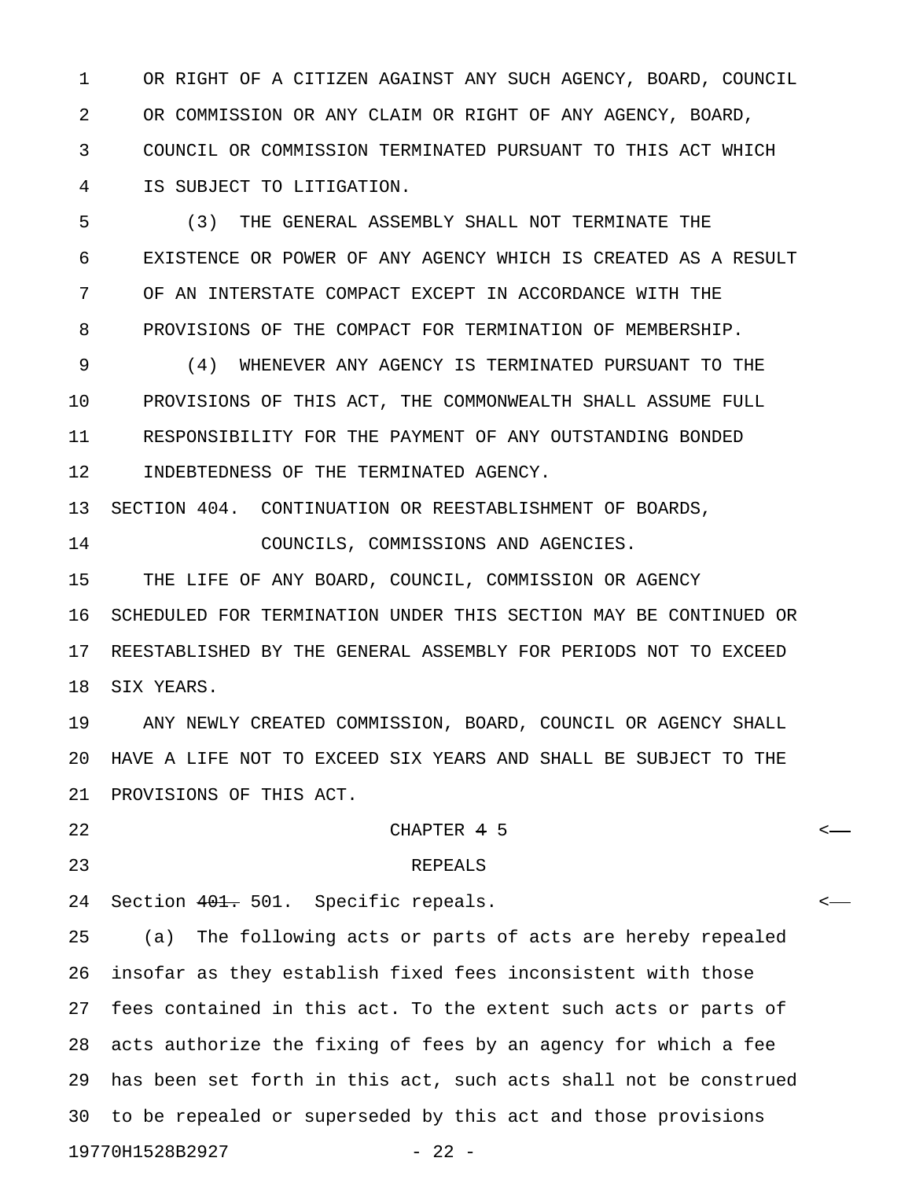OR RIGHT OF A CITIZEN AGAINST ANY SUCH AGENCY, BOARD, COUNCIL OR COMMISSION OR ANY CLAIM OR RIGHT OF ANY AGENCY, BOARD, COUNCIL OR COMMISSION TERMINATED PURSUANT TO THIS ACT WHICH IS SUBJECT TO LITIGATION.

(3) THE GENERAL ASSEMBLY SHALL NOT TERMINATE THE EXISTENCE OR POWER OF ANY AGENCY WHICH IS CREATED AS A RESULT OF AN INTERSTATE COMPACT EXCEPT IN ACCORDANCE WITH THE PROVISIONS OF THE COMPACT FOR TERMINATION OF MEMBERSHIP.

(4) WHENEVER ANY AGENCY IS TERMINATED PURSUANT TO THE PROVISIONS OF THIS ACT, THE COMMONWEALTH SHALL ASSUME FULL RESPONSIBILITY FOR THE PAYMENT OF ANY OUTSTANDING BONDED INDEBTEDNESS OF THE TERMINATED AGENCY.

SECTION 404. CONTINUATION OR REESTABLISHMENT OF BOARDS, COUNCILS, COMMISSIONS AND AGENCIES.

THE LIFE OF ANY BOARD, COUNCIL, COMMISSION OR AGENCY SCHEDULED FOR TERMINATION UNDER THIS SECTION MAY BE CONTINUED OR REESTABLISHED BY THE GENERAL ASSEMBLY FOR PERIODS NOT TO EXCEED SIX YEARS.

ANY NEWLY CREATED COMMISSION, BOARD, COUNCIL OR AGENCY SHALL HAVE A LIFE NOT TO EXCEED SIX YEARS AND SHALL BE SUBJECT TO THE PROVISIONS OF THIS ACT.

CHAPTER ~~4~~ 5

REPEALS

Section ~~401.~~ 501. Specific repeals.

(a) The following acts or parts of acts are hereby repealed insofar as they establish fixed fees inconsistent with those fees contained in this act. To the extent such acts or parts of acts authorize the fixing of fees by an agency for which a fee has been set forth in this act, such acts shall not be construed to be repealed or superseded by this act and those provisions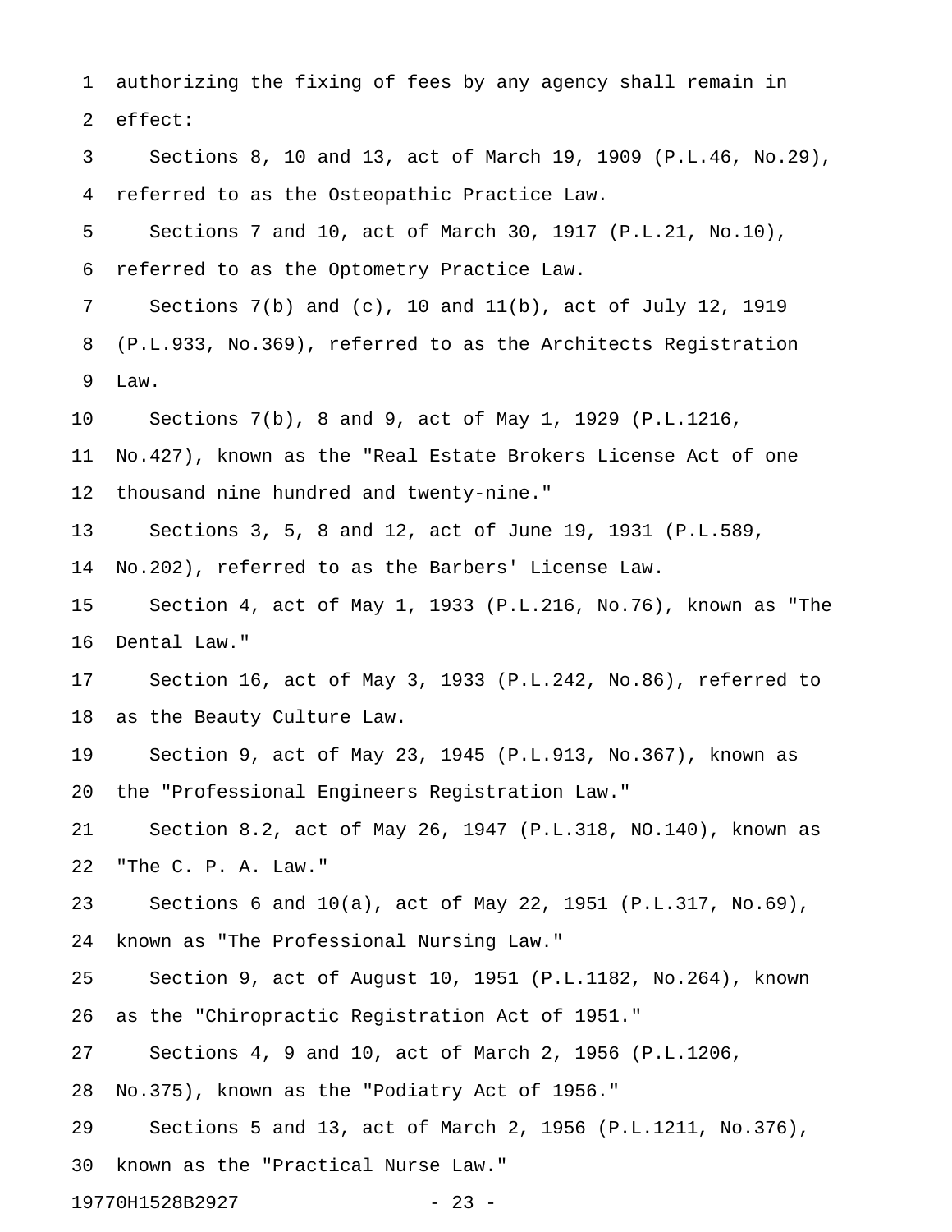authorizing the fixing of fees by any agency shall remain in effect:

Sections 8, 10 and 13, act of March 19, 1909 (P.L.46, No.29), referred to as the Osteopathic Practice Law.

Sections 7 and 10, act of March 30, 1917 (P.L.21, No.10), referred to as the Optometry Practice Law.

Sections 7(b) and (c), 10 and 11(b), act of July 12, 1919 (P.L.933, No.369), referred to as the Architects Registration Law.

Sections 7(b), 8 and 9, act of May 1, 1929 (P.L.1216, No.427), known as the "Real Estate Brokers License Act of one thousand nine hundred and twenty-nine."

Sections 3, 5, 8 and 12, act of June 19, 1931 (P.L.589, No.202), referred to as the Barbers' License Law.

Section 4, act of May 1, 1933 (P.L.216, No.76), known as "The Dental Law."

Section 16, act of May 3, 1933 (P.L.242, No.86), referred to as the Beauty Culture Law.

Section 9, act of May 23, 1945 (P.L.913, No.367), known as the "Professional Engineers Registration Law."

Section 8.2, act of May 26, 1947 (P.L.318, NO.140), known as "The C. P. A. Law."

Sections 6 and 10(a), act of May 22, 1951 (P.L.317, No.69), known as "The Professional Nursing Law."

Section 9, act of August 10, 1951 (P.L.1182, No.264), known as the "Chiropractic Registration Act of 1951."

Sections 4, 9 and 10, act of March 2, 1956 (P.L.1206, No.375), known as the "Podiatry Act of 1956."

Sections 5 and 13, act of March 2, 1956 (P.L.1211, No.376), known as the "Practical Nurse Law."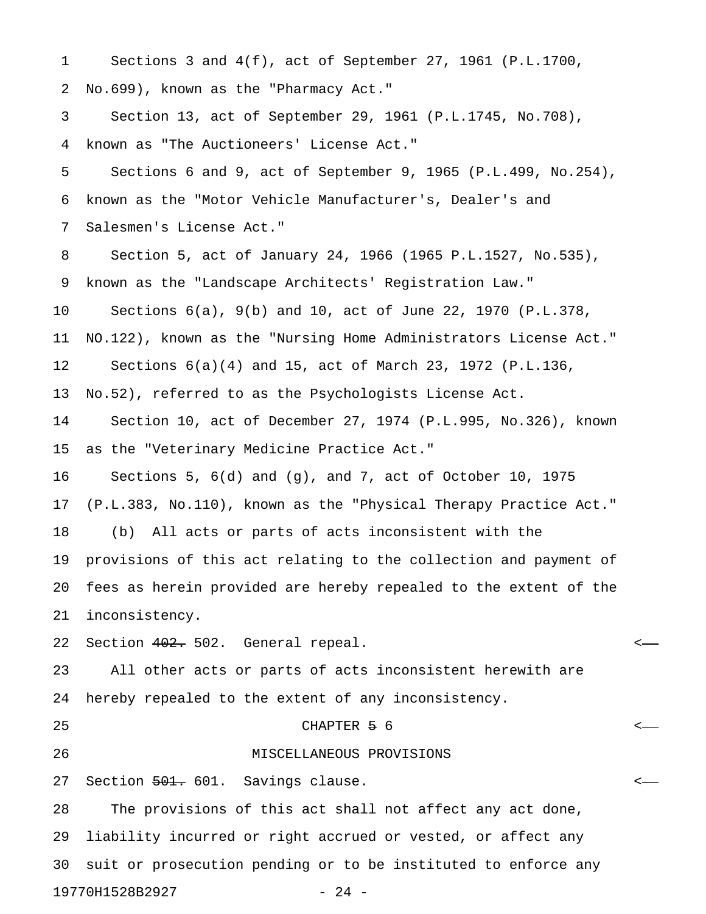Sections 3 and 4(f), act of September 27, 1961 (P.L.1700, No.699), known as the "Pharmacy Act."

Section 13, act of September 29, 1961 (P.L.1745, No.708), known as "The Auctioneers' License Act."

Sections 6 and 9, act of September 9, 1965 (P.L.499, No.254), known as the "Motor Vehicle Manufacturer's, Dealer's and Salesmen's License Act."

Section 5, act of January 24, 1966 (1965 P.L.1527, No.535), known as the "Landscape Architects' Registration Law."

Sections 6(a), 9(b) and 10, act of June 22, 1970 (P.L.378, NO.122), known as the "Nursing Home Administrators License Act."

Sections 6(a)(4) and 15, act of March 23, 1972 (P.L.136, No.52), referred to as the Psychologists License Act.

Section 10, act of December 27, 1974 (P.L.995, No.326), known as the "Veterinary Medicine Practice Act."

Sections 5, 6(d) and (g), and 7, act of October 10, 1975 (P.L.383, No.110), known as the "Physical Therapy Practice Act."

(b) All acts or parts of acts inconsistent with the provisions of this act relating to the collection and payment of fees as herein provided are hereby repealed to the extent of the inconsistency.

Section ~~402.~~ 502. General repeal.

All other acts or parts of acts inconsistent herewith are hereby repealed to the extent of any inconsistency.

CHAPTER ~~5~~ 6

MISCELLANEOUS PROVISIONS

Section ~~501.~~ 601. Savings clause.

The provisions of this act shall not affect any act done, liability incurred or right accrued or vested, or affect any suit or prosecution pending or to be instituted to enforce any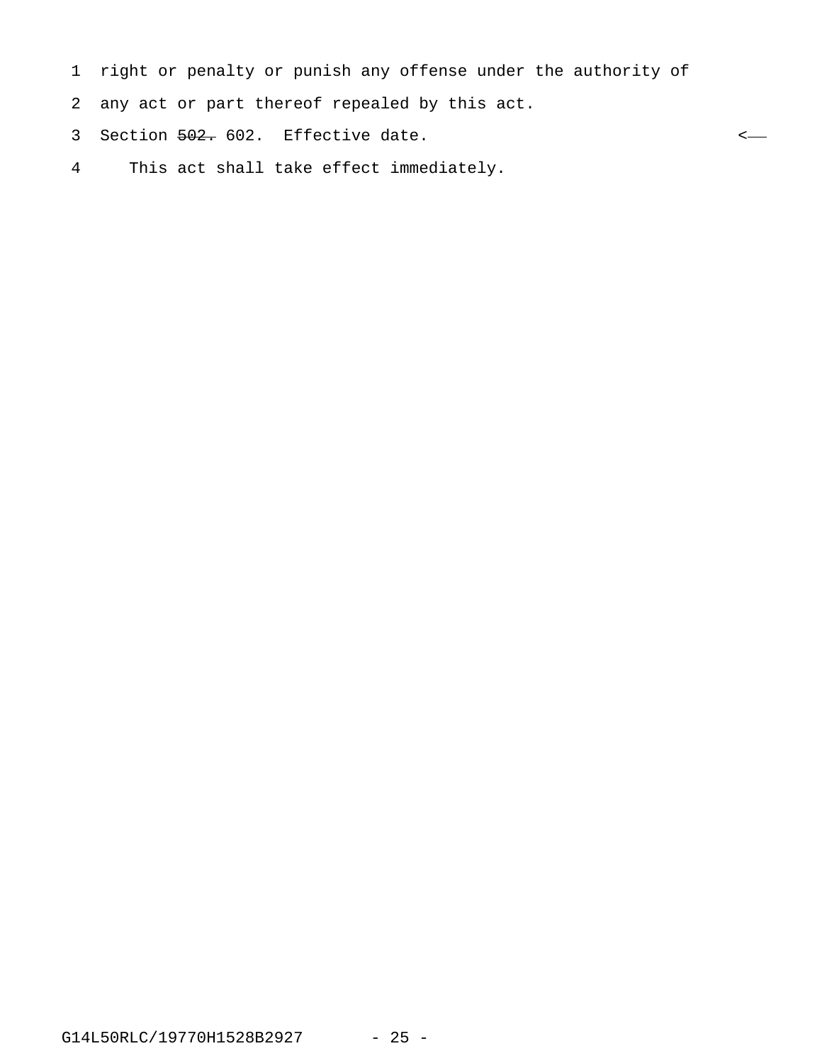right or penalty or punish any offense under the authority of any act or part thereof repealed by this act.

Section ~~502.~~ 602. Effective date.

This act shall take effect immediately.